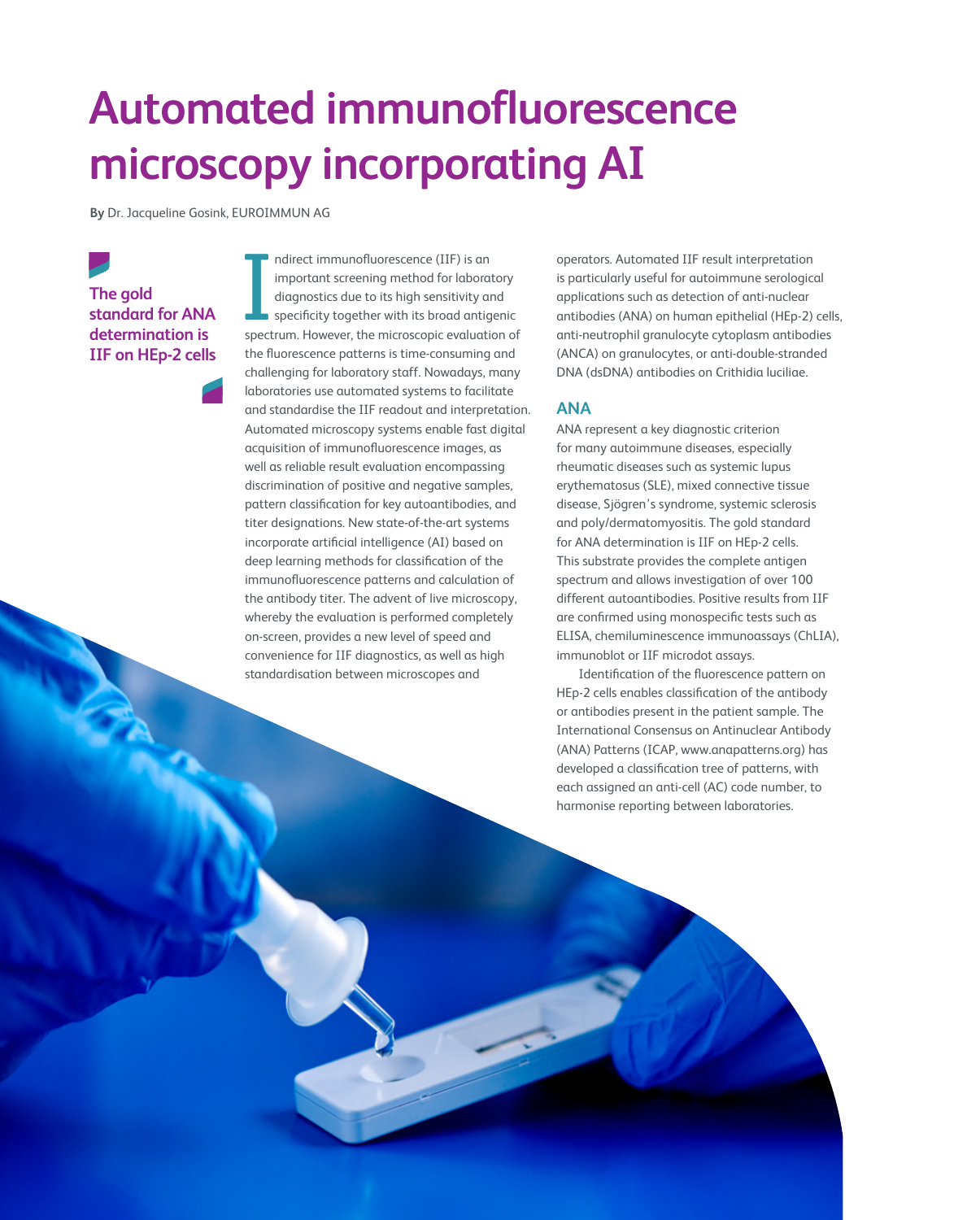# Automated immunofluorescence microscopy incorporating AI

**By** Dr. Jacqueline Gosink, EUROIMMUN AG

**The gold standard for ANA determination is IIF on HEp-2 cells**

Indirect immunofluorescence (IIF) is an important screening method for laboratory diagnostics due to its high sensitivity and specificity together with its broad antigenic spectrum. However, the microscopic evaluation of the fluorescence patterns is time-consuming and challenging for laboratory staff. Nowadays, many laboratories use automated systems to facilitate and standardise the IIF readout and interpretation. Automated microscopy systems enable fast digital acquisition of immunofluorescence images, as well as reliable result evaluation encompassing discrimination of positive and negative samples, pattern classification for key autoantibodies, and titer designations. New state-of-the-art systems incorporate artificial intelligence (AI) based on deep learning methods for classification of the immunofluorescence patterns and calculation of the antibody titer. The advent of live microscopy, whereby the evaluation is performed completely on-screen, provides a new level of speed and convenience for IIF diagnostics, as well as high standardisation between microscopes and operators. Automated IIF result interpretation is particularly useful for autoimmune serological applications such as detection of anti-nuclear antibodies (ANA) on human epithelial (HEp-2) cells, anti-neutrophil granulocyte cytoplasm antibodies (ANCA) on granulocytes, or anti-double-stranded DNA (dsDNA) antibodies on Crithidia luciliae.

## ANA

ANA represent a key diagnostic criterion for many autoimmune diseases, especially rheumatic diseases such as systemic lupus erythematosus (SLE), mixed connective tissue disease, Sjögren's syndrome, systemic sclerosis and poly/dermatomyositis. The gold standard for ANA determination is IIF on HEp-2 cells. This substrate provides the complete antigen spectrum and allows investigation of over 100 different autoantibodies. Positive results from IIF are confirmed using monospecific tests such as ELISA, chemiluminescence immunoassays (ChLIA), immunoblot or IIF microdot assays.

Identification of the fluorescence pattern on HEp-2 cells enables classification of the antibody or antibodies present in the patient sample. The International Consensus on Antinuclear Antibody (ANA) Patterns (ICAP, www.anapatterns.org) has developed a classification tree of patterns, with each assigned an anti-cell (AC) code number, to harmonise reporting between laboratories.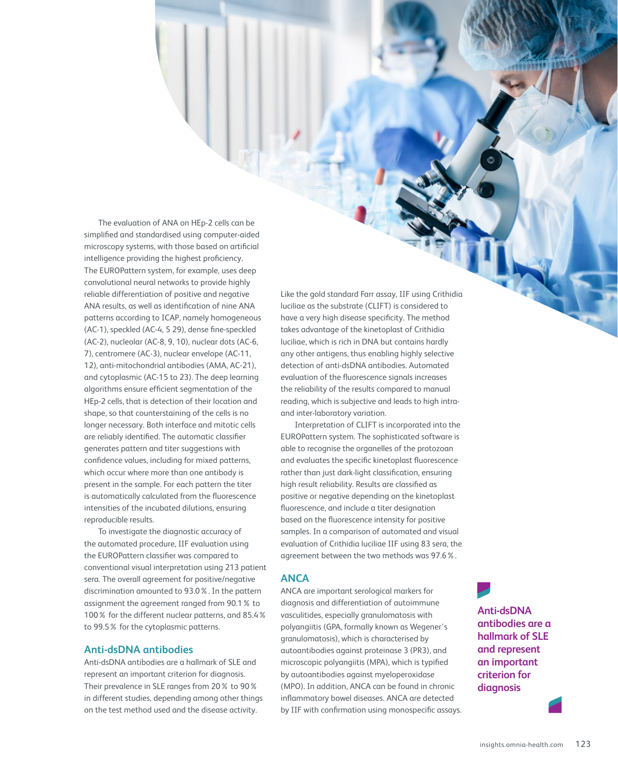The evaluation of ANA on HEp-2 cells can be simplified and standardised using computer-aided microscopy systems, with those based on artificial intelligence providing the highest proficiency. The EUROPattern system, for example, uses deep convolutional neural networks to provide highly reliable differentiation of positive and negative ANA results, as well as identification of nine ANA patterns according to ICAP, namely homogeneous (AC-1), speckled (AC-4, 5 29), dense fine-speckled (AC-2), nucleolar (AC-8, 9, 10), nuclear dots (AC-6, 7), centromere (AC-3), nuclear envelope (AC-11, 12), anti-mitochondrial antibodies (AMA, AC-21), and cytoplasmic (AC-15 to 23). The deep learning algorithms ensure efficient segmentation of the HEp-2 cells, that is detection of their location and shape, so that counterstaining of the cells is no longer necessary. Both interface and mitotic cells are reliably identified. The automatic classifier generates pattern and titer suggestions with confidence values, including for mixed patterns, which occur where more than one antibody is present in the sample. For each pattern the titer is automatically calculated from the fluorescence intensities of the incubated dilutions, ensuring reproducible results.

To investigate the diagnostic accuracy of the automated procedure, IIF evaluation using the EUROPattern classifier was compared to conventional visual interpretation using 213 patient sera. The overall agreement for positive/negative discrimination amounted to 93.0 %. In the pattern assignment the agreement ranged from 90.1 % to 100 % for the different nuclear patterns, and 85.4 % to 99.5 % for the cytoplasmic patterns.

## Anti-dsDNA antibodies

Anti-dsDNA antibodies are a hallmark of SLE and represent an important criterion for diagnosis. Their prevalence in SLE ranges from 20 % to 90 % in different studies, depending among other things on the test method used and the disease activity.

Like the gold standard Farr assay, IIF using Crithidia luciliae as the substrate (CLIFT) is considered to have a very high disease specificity. The method takes advantage of the kinetoplast of Crithidia luciliae, which is rich in DNA but contains hardly any other antigens, thus enabling highly selective detection of anti-dsDNA antibodies. Automated evaluation of the fluorescence signals increases the reliability of the results compared to manual reading, which is subjective and leads to high intra- and inter-laboratory variation.

Interpretation of CLIFT is incorporated into the EUROPattern system. The sophisticated software is able to recognise the organelles of the protozoan and evaluates the specific kinetoplast fluorescence rather than just dark-light classification, ensuring high result reliability. Results are classified as positive or negative depending on the kinetoplast fluorescence, and include a titer designation based on the fluorescence intensity for positive samples. In a comparison of automated and visual evaluation of Crithidia luciliae IIF using 83 sera, the agreement between the two methods was 97.6 %.

## ANCA

ANCA are important serological markers for diagnosis and differentiation of autoimmune vasculitides, especially granulomatosis with polyangiitis (GPA, formally known as Wegener's granulomatosis), which is characterised by autoantibodies against proteinase 3 (PR3), and microscopic polyangiitis (MPA), which is typified by autoantibodies against myeloperoxidase (MPO). In addition, ANCA can be found in chronic inflammatory bowel diseases. ANCA are detected by IIF with confirmation using monospecific assays.

**Anti-dsDNA antibodies are a hallmark of SLE and represent an important criterion for diagnosis**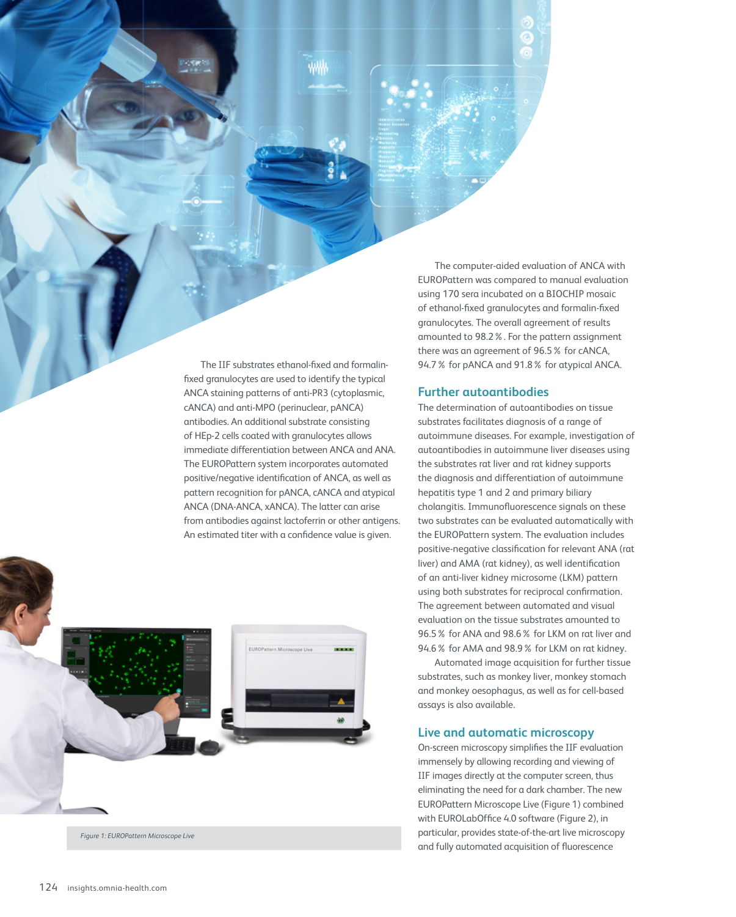The IIF substrates ethanol-fixed and formalin-fixed granulocytes are used to identify the typical ANCA staining patterns of anti-PR3 (cytoplasmic, cANCA) and anti-MPO (perinuclear, pANCA) antibodies. An additional substrate consisting of HEp-2 cells coated with granulocytes allows immediate differentiation between ANCA and ANA. The EUROPattern system incorporates automated positive/negative identification of ANCA, as well as pattern recognition for pANCA, cANCA and atypical ANCA (DNA-ANCA, xANCA). The latter can arise from antibodies against lactoferrin or other antigens. An estimated titer with a confidence value is given.

*Figure 1: EUROPattern Microscope Live*

The computer-aided evaluation of ANCA with EUROPattern was compared to manual evaluation using 170 sera incubated on a BIOCHIP mosaic of ethanol-fixed granulocytes and formalin-fixed granulocytes. The overall agreement of results amounted to 98.2 %. For the pattern assignment there was an agreement of 96.5 % for cANCA, 94.7 % for pANCA and 91.8 % for atypical ANCA.

## Further autoantibodies

The determination of autoantibodies on tissue substrates facilitates diagnosis of a range of autoimmune diseases. For example, investigation of autoantibodies in autoimmune liver diseases using the substrates rat liver and rat kidney supports the diagnosis and differentiation of autoimmune hepatitis type 1 and 2 and primary biliary cholangitis. Immunofluorescence signals on these two substrates can be evaluated automatically with the EUROPattern system. The evaluation includes positive-negative classification for relevant ANA (rat liver) and AMA (rat kidney), as well identification of an anti-liver kidney microsome (LKM) pattern using both substrates for reciprocal confirmation. The agreement between automated and visual evaluation on the tissue substrates amounted to 96.5 % for ANA and 98.6 % for LKM on rat liver and 94.6 % for AMA and 98.9 % for LKM on rat kidney.

Automated image acquisition for further tissue substrates, such as monkey liver, monkey stomach and monkey oesophagus, as well as for cell-based assays is also available.

## Live and automatic microscopy

On-screen microscopy simplifies the IIF evaluation immensely by allowing recording and viewing of IIF images directly at the computer screen, thus eliminating the need for a dark chamber. The new EUROPattern Microscope Live (Figure 1) combined with EUROLabOffice 4.0 software (Figure 2), in particular, provides state-of-the-art live microscopy and fully automated acquisition of fluorescence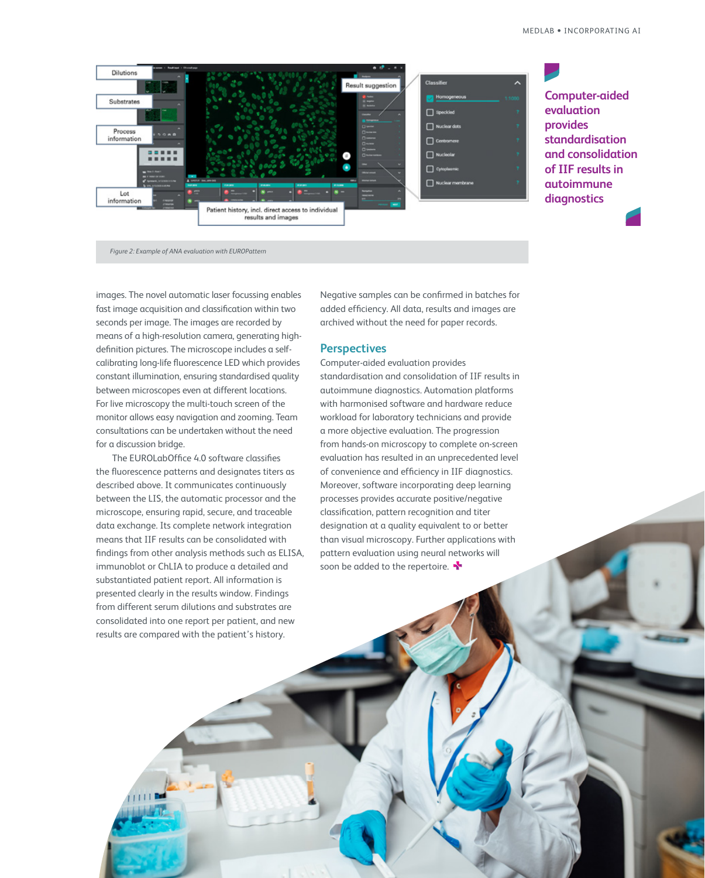Dilutions

Substrates

Process information

Lot information

Result suggestion

Patient history, incl. direct access to individual results and images

Classifier

Homogeneous

Speckled

Nuclear dots

Centromere

Nucleolar

Cytoplasmic

Nuclear membrane

*Figure 2: Example of ANA evaluation with EUROPattern*

**Computer-aided evaluation provides standardisation and consolidation of IIF results in autoimmune diagnostics**

images. The novel automatic laser focussing enables fast image acquisition and classification within two seconds per image. The images are recorded by means of a high-resolution camera, generating high-definition pictures. The microscope includes a self-calibrating long-life fluorescence LED which provides constant illumination, ensuring standardised quality between microscopes even at different locations. For live microscopy the multi-touch screen of the monitor allows easy navigation and zooming. Team consultations can be undertaken without the need for a discussion bridge.

The EUROLabOffice 4.0 software classifies the fluorescence patterns and designates titers as described above. It communicates continuously between the LIS, the automatic processor and the microscope, ensuring rapid, secure, and traceable data exchange. Its complete network integration means that IIF results can be consolidated with findings from other analysis methods such as ELISA, immunoblot or ChLIA to produce a detailed and substantiated patient report. All information is presented clearly in the results window. Findings from different serum dilutions and substrates are consolidated into one report per patient, and new results are compared with the patient's history.

Negative samples can be confirmed in batches for added efficiency. All data, results and images are archived without the need for paper records.

## Perspectives

Computer-aided evaluation provides standardisation and consolidation of IIF results in autoimmune diagnostics. Automation platforms with harmonised software and hardware reduce workload for laboratory technicians and provide a more objective evaluation. The progression from hands-on microscopy to complete on-screen evaluation has resulted in an unprecedented level of convenience and efficiency in IIF diagnostics. Moreover, software incorporating deep learning processes provides accurate positive/negative classification, pattern recognition and titer designation at a quality equivalent to or better than visual microscopy. Further applications with pattern evaluation using neural networks will soon be added to the repertoire.